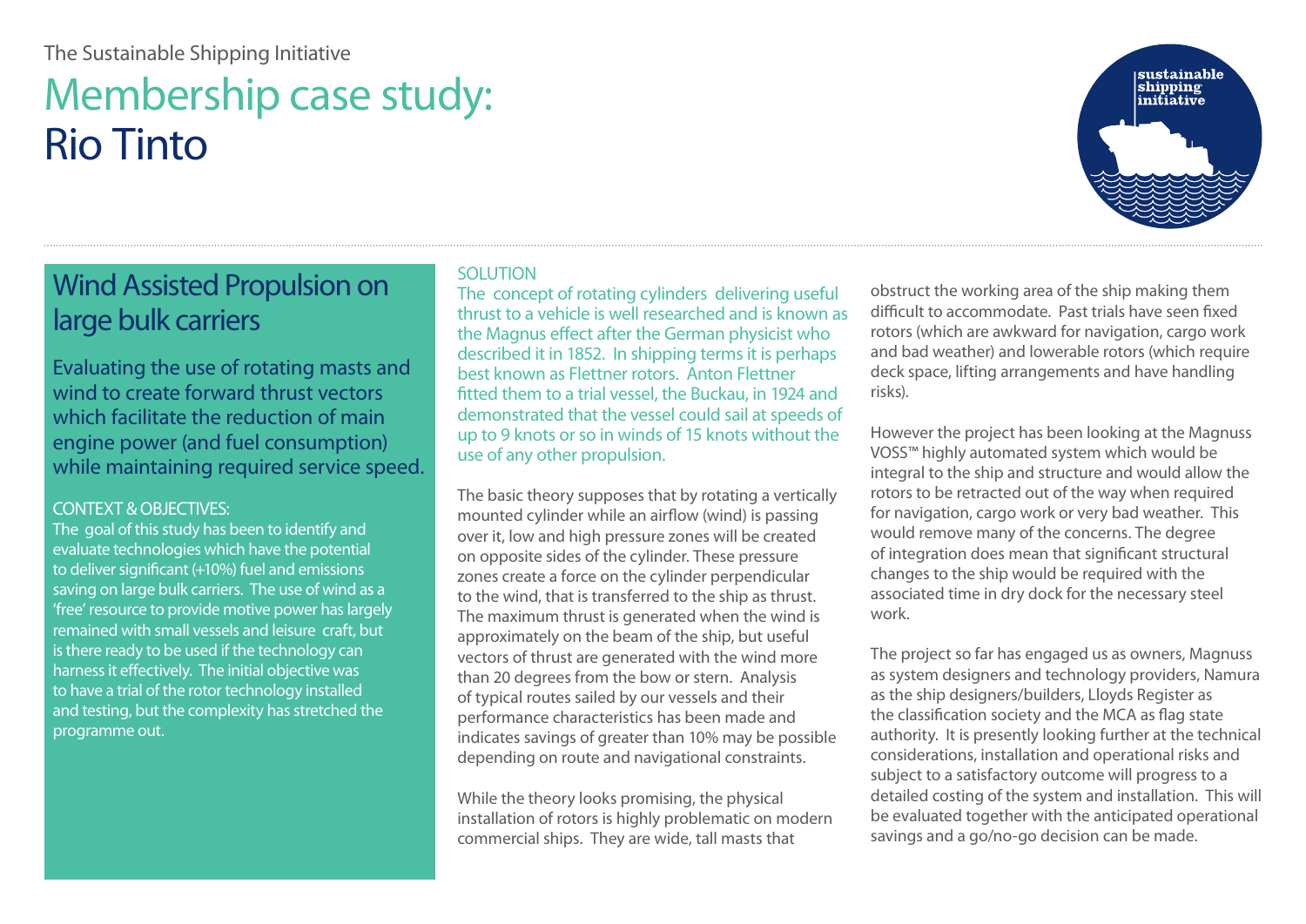The Sustainable Shipping Initiative

# Membership case study: Rio Tinto

## Wind Assisted Propulsion on large bulk carriers

Evaluating the use of rotating masts and wind to create forward thrust vectors which facilitate the reduction of main engine power (and fuel consumption) while maintaining required service speed.

### CONTEXT & OBJECTIVES:

The goal of this study has been to identify and evaluate technologies which have the potential to deliver significant (+10%) fuel and emissions saving on large bulk carriers. The use of wind as a 'free' resource to provide motive power has largely remained with small vessels and leisure craft, but is there ready to be used if the technology can harness it effectively. The initial objective was to have a trial of the rotor technology installed and testing, but the complexity has stretched the programme out.

### SOLUTION

The concept of rotating cylinders delivering useful thrust to a vehicle is well researched and is known as the Magnus effect after the German physicist who described it in 1852. In shipping terms it is perhaps best known as Flettner rotors. Anton Flettner fitted them to a trial vessel, the Buckau, in 1924 and demonstrated that the vessel could sail at speeds of up to 9 knots or so in winds of 15 knots without the use of any other propulsion.

The basic theory supposes that by rotating a vertically mounted cylinder while an airflow (wind) is passing over it, low and high pressure zones will be created on opposite sides of the cylinder. These pressure zones create a force on the cylinder perpendicular to the wind, that is transferred to the ship as thrust. The maximum thrust is generated when the wind is approximately on the beam of the ship, but useful vectors of thrust are generated with the wind more than 20 degrees from the bow or stern. Analysis of typical routes sailed by our vessels and their performance characteristics has been made and indicates savings of greater than 10% may be possible depending on route and navigational constraints.

While the theory looks promising, the physical installation of rotors is highly problematic on modern commercial ships. They are wide, tall masts that obstruct the working area of the ship making them difficult to accommodate. Past trials have seen fixed rotors (which are awkward for navigation, cargo work and bad weather) and lowerable rotors (which require deck space, lifting arrangements and have handling risks).

However the project has been looking at the Magnuss VOSS™ highly automated system which would be integral to the ship and structure and would allow the rotors to be retracted out of the way when required for navigation, cargo work or very bad weather. This would remove many of the concerns. The degree of integration does mean that significant structural changes to the ship would be required with the associated time in dry dock for the necessary steel work.

The project so far has engaged us as owners, Magnuss as system designers and technology providers, Namura as the ship designers/builders, Lloyds Register as the classification society and the MCA as flag state authority. It is presently looking further at the technical considerations, installation and operational risks and subject to a satisfactory outcome will progress to a detailed costing of the system and installation. This will be evaluated together with the anticipated operational savings and a go/no-go decision can be made.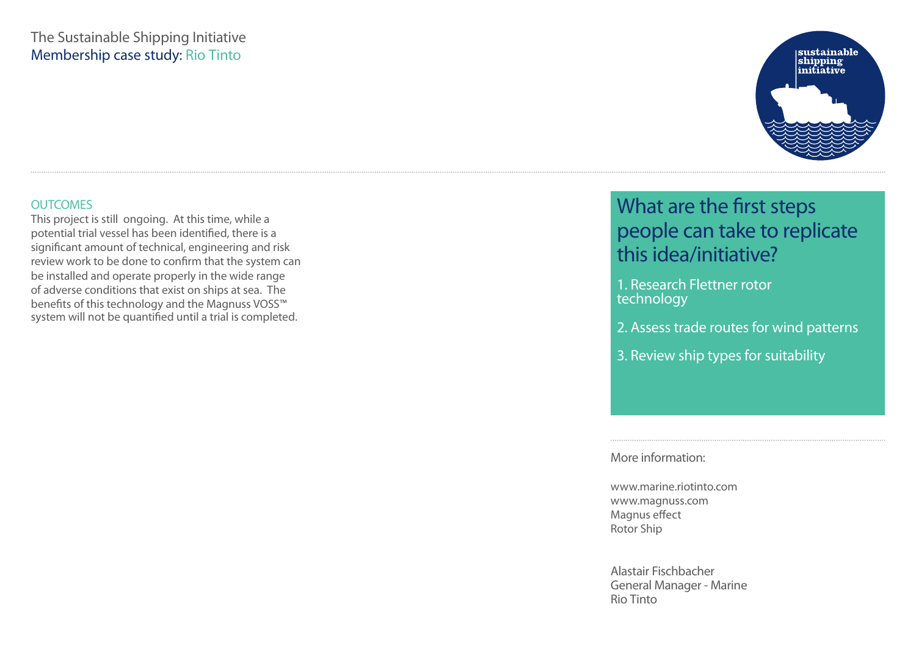The Sustainable Shipping Initiative

Membership case study: Rio Tinto

## OUTCOMES

This project is still ongoing. At this time, while a potential trial vessel has been identified, there is a significant amount of technical, engineering and risk review work to be done to confirm that the system can be installed and operate properly in the wide range of adverse conditions that exist on ships at sea. The benefits of this technology and the Magnuss VOSS™ system will not be quantified until a trial is completed.

## What are the first steps people can take to replicate this idea/initiative?

1. Research Flettner rotor technology
2. Assess trade routes for wind patterns
3. Review ship types for suitability

More information:

www.marine.riotinto.com
www.magnuss.com
Magnus effect
Rotor Ship

Alastair Fischbacher
General Manager - Marine
Rio Tinto